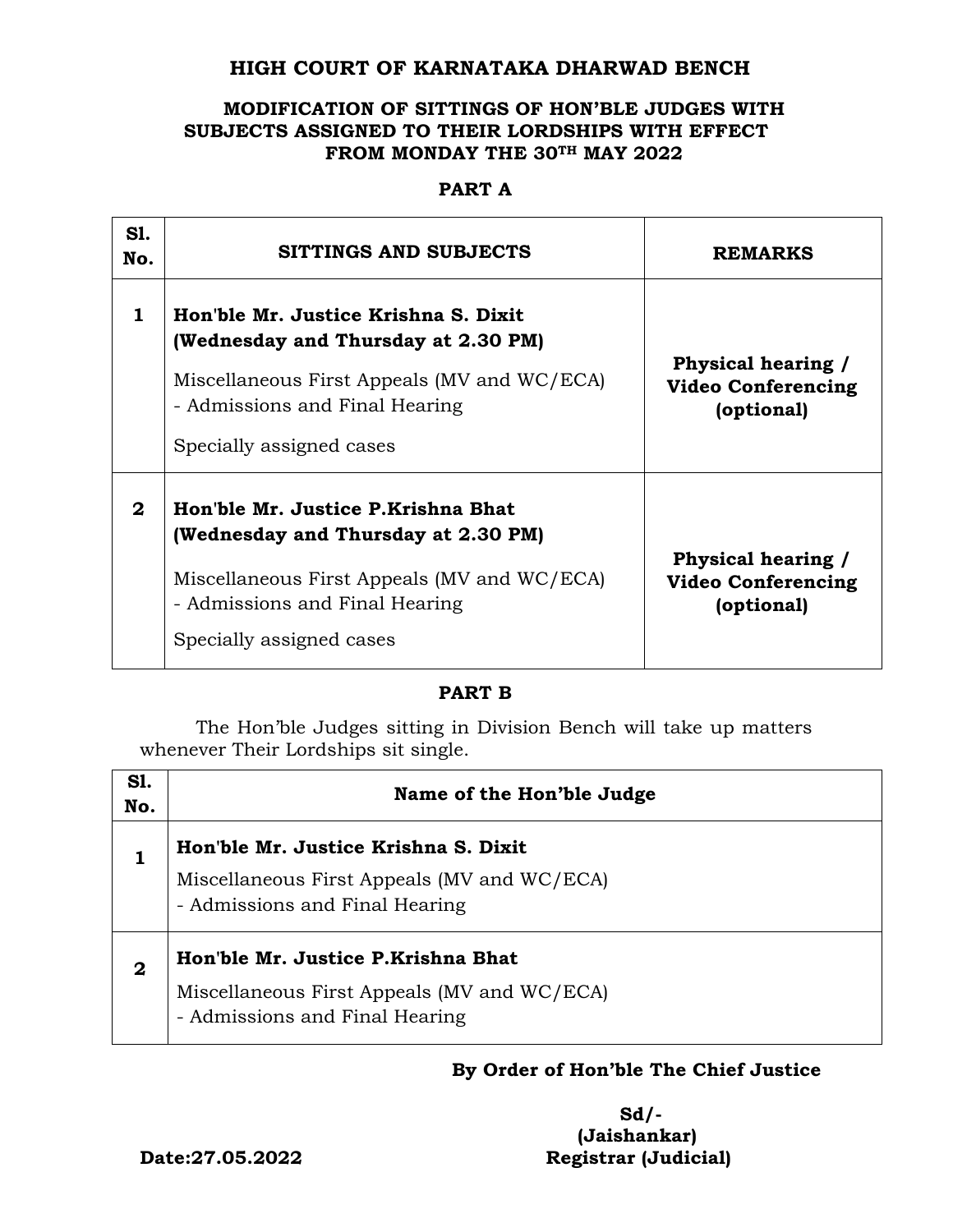# HIGH COURT OF KARNATAKA DHARWAD BENCH

## MODIFICATION OF SITTINGS OF HON'BLE JUDGES WITH SUBJECTS ASSIGNED TO THEIR LORDSHIPS WITH EFFECT FROM MONDAY THE 30TH MAY 2022

### PART A

| Sl. No. | SITTINGS AND SUBJECTS | REMARKS |
|---|---|---|
| 1 | **Hon'ble Mr. Justice Krishna S. Dixit (Wednesday and Thursday at 2.30 PM)**<br>Miscellaneous First Appeals (MV and WC/ECA) - Admissions and Final Hearing<br>Specially assigned cases | **Physical hearing / Video Conferencing (optional)** |
| 2 | **Hon'ble Mr. Justice P.Krishna Bhat (Wednesday and Thursday at 2.30 PM)**<br>Miscellaneous First Appeals (MV and WC/ECA) - Admissions and Final Hearing<br>Specially assigned cases | **Physical hearing / Video Conferencing (optional)** |

### PART B

The Hon'ble Judges sitting in Division Bench will take up matters whenever Their Lordships sit single.

| Sl. No. | Name of the Hon'ble Judge |
|---|---|
| 1 | **Hon'ble Mr. Justice Krishna S. Dixit**<br>Miscellaneous First Appeals (MV and WC/ECA) - Admissions and Final Hearing |
| 2 | **Hon'ble Mr. Justice P.Krishna Bhat**<br>Miscellaneous First Appeals (MV and WC/ECA) - Admissions and Final Hearing |

**By Order of Hon'ble The Chief Justice**

**Sd/-**
**(Jaishankar)**
**Registrar (Judicial)**

**Date:27.05.2022**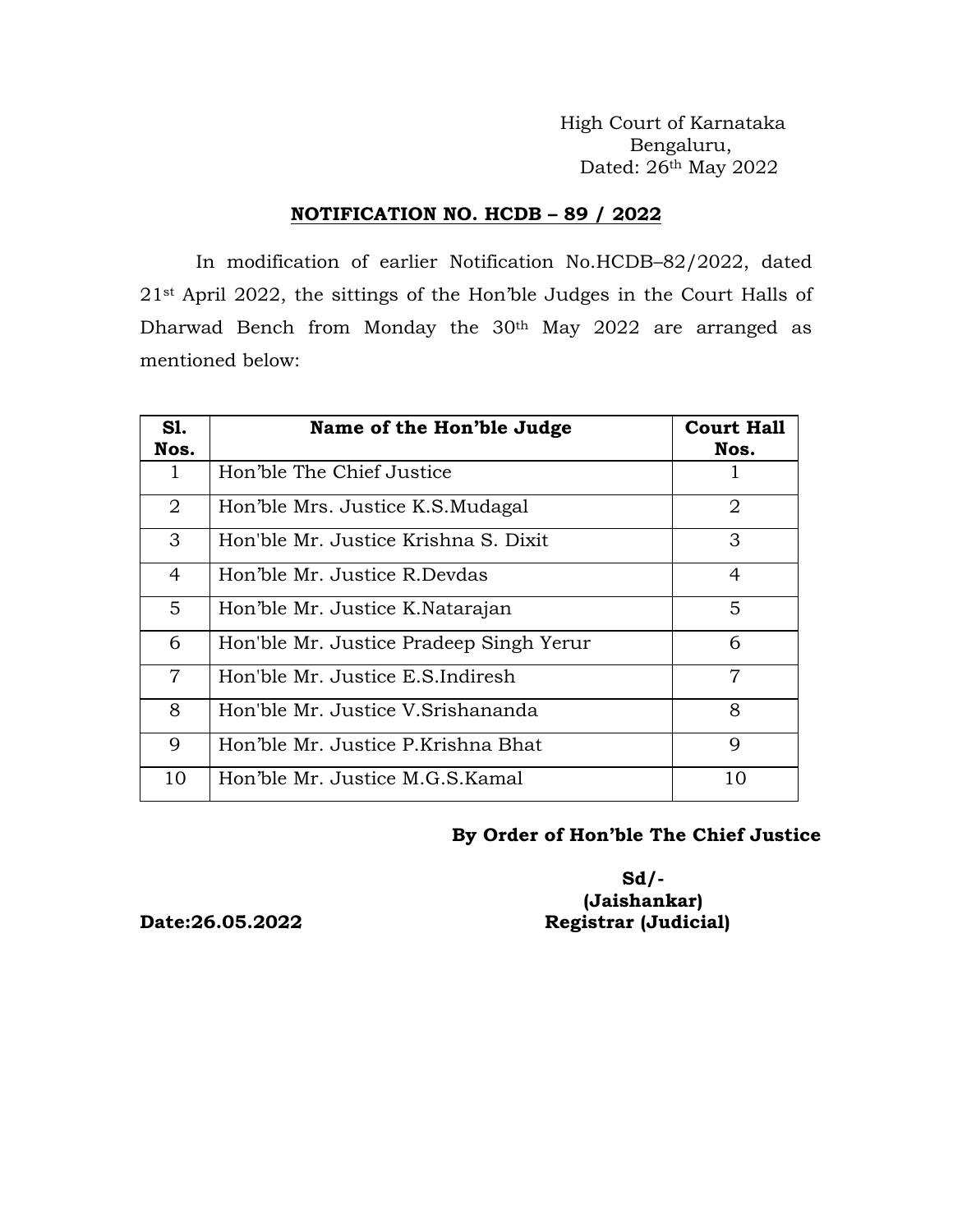High Court of Karnataka
Bengaluru,
Dated: 26th May 2022

## NOTIFICATION NO. HCDB – 89 / 2022

In modification of earlier Notification No.HCDB–82/2022, dated 21st April 2022, the sittings of the Hon'ble Judges in the Court Halls of Dharwad Bench from Monday the 30th May 2022 are arranged as mentioned below:

| Sl. Nos. | Name of the Hon'ble Judge | Court Hall Nos. |
|---|---|---|
| 1 | Hon'ble The Chief Justice | 1 |
| 2 | Hon'ble Mrs. Justice K.S.Mudagal | 2 |
| 3 | Hon'ble Mr. Justice Krishna S. Dixit | 3 |
| 4 | Hon'ble Mr. Justice R.Devdas | 4 |
| 5 | Hon'ble Mr. Justice K.Natarajan | 5 |
| 6 | Hon'ble Mr. Justice Pradeep Singh Yerur | 6 |
| 7 | Hon'ble Mr. Justice E.S.Indiresh | 7 |
| 8 | Hon'ble Mr. Justice V.Srishananda | 8 |
| 9 | Hon'ble Mr. Justice P.Krishna Bhat | 9 |
| 10 | Hon'ble Mr. Justice M.G.S.Kamal | 10 |

**By Order of Hon'ble The Chief Justice**

**Sd/-**
**(Jaishankar)**
**Registrar (Judicial)**

**Date:26.05.2022**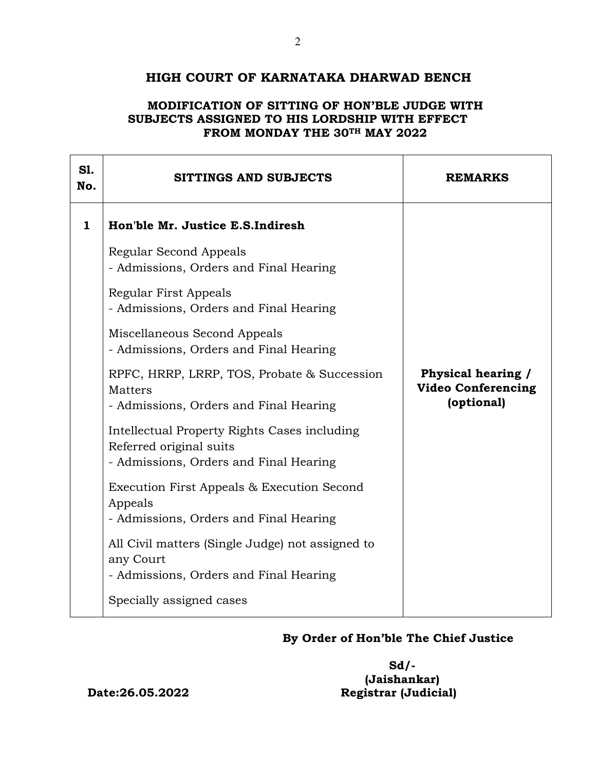## HIGH COURT OF KARNATAKA DHARWAD BENCH

### MODIFICATION OF SITTING OF HON'BLE JUDGE WITH SUBJECTS ASSIGNED TO HIS LORDSHIP WITH EFFECT FROM MONDAY THE 30TH MAY 2022

| Sl. No. | SITTINGS AND SUBJECTS | REMARKS |
|---|---|---|
| 1 | **Hon'ble Mr. Justice E.S.Indiresh**<br><br>Regular Second Appeals<br>- Admissions, Orders and Final Hearing<br><br>Regular First Appeals<br>- Admissions, Orders and Final Hearing<br><br>Miscellaneous Second Appeals<br>- Admissions, Orders and Final Hearing<br><br>RPFC, HRRP, LRRP, TOS, Probate & Succession Matters<br>- Admissions, Orders and Final Hearing<br><br>Intellectual Property Rights Cases including Referred original suits<br>- Admissions, Orders and Final Hearing<br><br>Execution First Appeals & Execution Second Appeals<br>- Admissions, Orders and Final Hearing<br><br>All Civil matters (Single Judge) not assigned to any Court<br>- Admissions, Orders and Final Hearing<br><br>Specially assigned cases | **Physical hearing / Video Conferencing (optional)** |

**By Order of Hon'ble The Chief Justice**

**Sd/-**
**(Jaishankar)**
**Registrar (Judicial)**

**Date:26.05.2022**